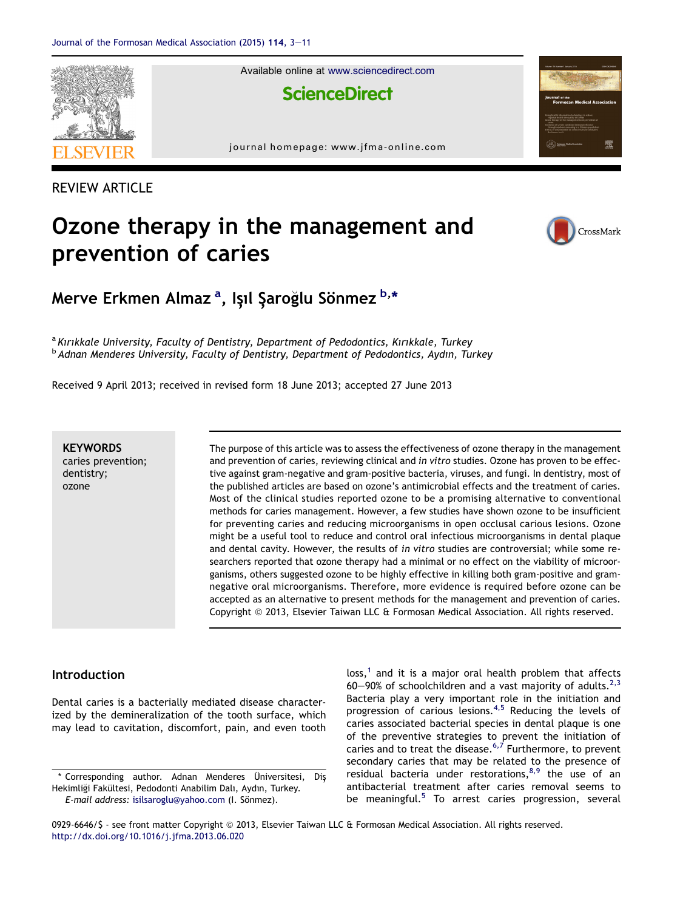REVIEW ARTICLE

# Ozone therapy in the management and prevention of caries

Merve Erkmen Almaz [a], Işıl Şaroğlu Sönmez [b,*]

[a] Kırıkkale University, Faculty of Dentistry, Department of Pedodontics, Kırıkkale, Turkey
[b] Adnan Menderes University, Faculty of Dentistry, Department of Pedodontics, Aydın, Turkey

Received 9 April 2013; received in revised form 18 June 2013; accepted 27 June 2013

**KEYWORDS**
caries prevention;
dentistry;
ozone

The purpose of this article was to assess the effectiveness of ozone therapy in the management and prevention of caries, reviewing clinical and *in vitro* studies. Ozone has proven to be effective against gram-negative and gram-positive bacteria, viruses, and fungi. In dentistry, most of the published articles are based on ozone's antimicrobial effects and the treatment of caries. Most of the clinical studies reported ozone to be a promising alternative to conventional methods for caries management. However, a few studies have shown ozone to be insufficient for preventing caries and reducing microorganisms in open occlusal carious lesions. Ozone might be a useful tool to reduce and control oral infectious microorganisms in dental plaque and dental cavity. However, the results of *in vitro* studies are controversial; while some researchers reported that ozone therapy had a minimal or no effect on the viability of microorganisms, others suggested ozone to be highly effective in killing both gram-positive and gram-negative oral microorganisms. Therefore, more evidence is required before ozone can be accepted as an alternative to present methods for the management and prevention of caries.
Copyright © 2013, Elsevier Taiwan LLC & Formosan Medical Association. All rights reserved.

## Introduction

Dental caries is a bacterially mediated disease characterized by the demineralization of the tooth surface, which may lead to cavitation, discomfort, pain, and even tooth loss,[1] and it is a major oral health problem that affects 60–90% of schoolchildren and a vast majority of adults.[2,3] Bacteria play a very important role in the initiation and progression of carious lesions.[4,5] Reducing the levels of caries associated bacterial species in dental plaque is one of the preventive strategies to prevent the initiation of caries and to treat the disease.[6,7] Furthermore, to prevent secondary caries that may be related to the presence of residual bacteria under restorations,[8,9] the use of an antibacterial treatment after caries removal seems to be meaningful.[5] To arrest caries progression, several

\* Corresponding author. Adnan Menderes Üniversitesi, Diş Hekimliği Fakültesi, Pedodonti Anabilim Dalı, Aydın, Turkey.
*E-mail address:* isilsaroglu@yahoo.com (I. Sönmez).

0929-6646/$ - see front matter Copyright © 2013, Elsevier Taiwan LLC & Formosan Medical Association. All rights reserved.
http://dx.doi.org/10.1016/j.jfma.2013.06.020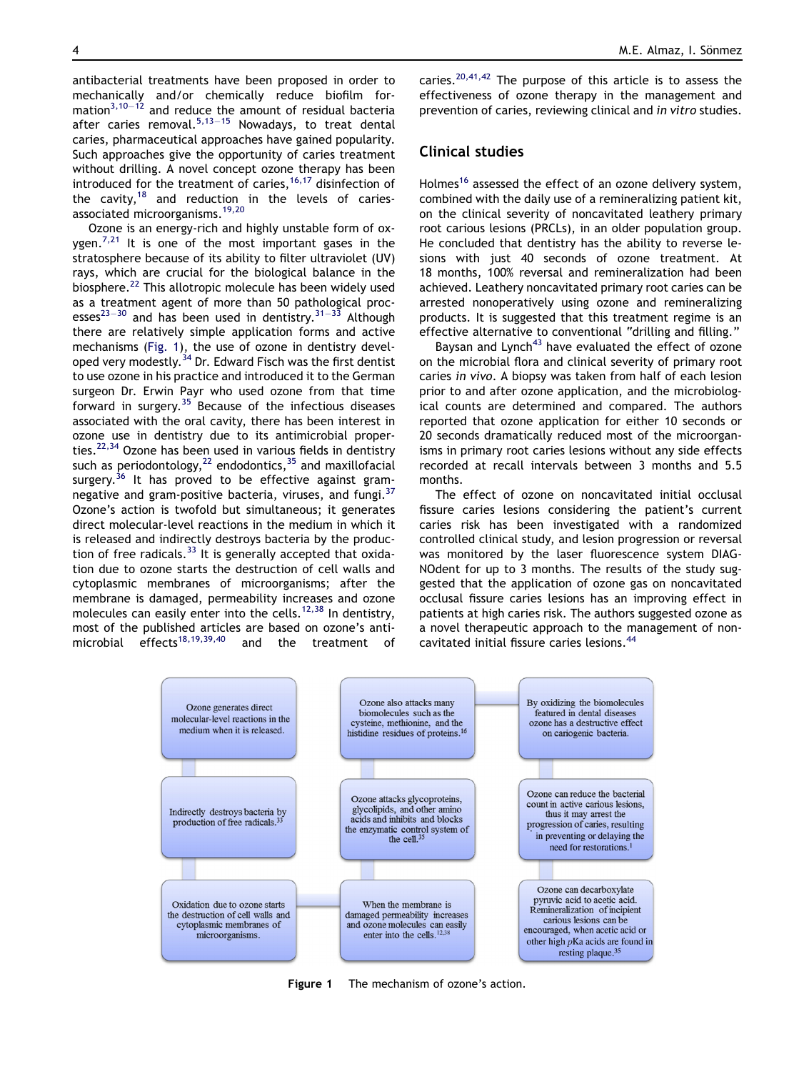antibacterial treatments have been proposed in order to mechanically and/or chemically reduce biofilm formation[3,10–12] and reduce the amount of residual bacteria after caries removal.[5,13–15] Nowadays, to treat dental caries, pharmaceutical approaches have gained popularity. Such approaches give the opportunity of caries treatment without drilling. A novel concept ozone therapy has been introduced for the treatment of caries,[16,17] disinfection of the cavity,[18] and reduction in the levels of caries-associated microorganisms.[19,20]

Ozone is an energy-rich and highly unstable form of oxygen.[7,21] It is one of the most important gases in the stratosphere because of its ability to filter ultraviolet (UV) rays, which are crucial for the biological balance in the biosphere.[22] This allotropic molecule has been widely used as a treatment agent of more than 50 pathological processes[23–30] and has been used in dentistry.[31–33] Although there are relatively simple application forms and active mechanisms (Fig. 1), the use of ozone in dentistry developed very modestly.[34] Dr. Edward Fisch was the first dentist to use ozone in his practice and introduced it to the German surgeon Dr. Erwin Payr who used ozone from that time forward in surgery.[35] Because of the infectious diseases associated with the oral cavity, there has been interest in ozone use in dentistry due to its antimicrobial properties.[22,34] Ozone has been used in various fields in dentistry such as periodontology,[22] endodontics,[35] and maxillofacial surgery.[36] It has proved to be effective against gram-negative and gram-positive bacteria, viruses, and fungi.[37] Ozone's action is twofold but simultaneous; it generates direct molecular-level reactions in the medium in which it is released and indirectly destroys bacteria by the production of free radicals.[33] It is generally accepted that oxidation due to ozone starts the destruction of cell walls and cytoplasmic membranes of microorganisms; after the membrane is damaged, permeability increases and ozone molecules can easily enter into the cells.[12,38] In dentistry, most of the published articles are based on ozone's antimicrobial effects[18,19,39,40] and the treatment of caries.[20,41,42] The purpose of this article is to assess the effectiveness of ozone therapy in the management and prevention of caries, reviewing clinical and *in vitro* studies.

## Clinical studies

Holmes[16] assessed the effect of an ozone delivery system, combined with the daily use of a remineralizing patient kit, on the clinical severity of noncavitated leathery primary root carious lesions (PRCLs), in an older population group. He concluded that dentistry has the ability to reverse lesions with just 40 seconds of ozone treatment. At 18 months, 100% reversal and remineralization had been achieved. Leathery noncavitated primary root caries can be arrested nonoperatively using ozone and remineralizing products. It is suggested that this treatment regime is an effective alternative to conventional "drilling and filling."

Baysan and Lynch[43] have evaluated the effect of ozone on the microbial flora and clinical severity of primary root caries *in vivo*. A biopsy was taken from half of each lesion prior to and after ozone application, and the microbiological counts are determined and compared. The authors reported that ozone application for either 10 seconds or 20 seconds dramatically reduced most of the microorganisms in primary root caries lesions without any side effects recorded at recall intervals between 3 months and 5.5 months.

The effect of ozone on noncavitated initial occlusal fissure caries lesions considering the patient's current caries risk has been investigated with a randomized controlled clinical study, and lesion progression or reversal was monitored by the laser fluorescence system DIAGNOdent for up to 3 months. The results of the study suggested that the application of ozone gas on noncavitated occlusal fissure caries lesions has an improving effect in patients at high caries risk. The authors suggested ozone as a novel therapeutic approach to the management of noncavitated initial fissure caries lesions.[44]

- Ozone generates direct molecular-level reactions in the medium when it is released.
- Indirectly destroys bacteria by production of free radicals.[33]
- Oxidation due to ozone starts the destruction of cell walls and cytoplasmic membranes of microorganisms.
- When the membrane is damaged permeability increases and ozone molecules can easily enter into the cells.[12,38]
- Ozone attacks glycoproteins, glycolipids, and other amino acids and inhibits and blocks the enzymatic control system of the cell.[35]
- Ozone also attacks many biomolecules such as the cysteine, methionine, and the histidine residues of proteins.[16]
- By oxidizing the biomolecules featured in dental diseases ozone has a destructive effect on cariogenic bacteria.
- Ozone can reduce the bacterial count in active carious lesions, thus it may arrest the progression of caries, resulting in preventing or delaying the need for restorations.[1]
- Ozone can decarboxylate pyruvic acid to acetic acid. Remineralization of incipient carious lesions can be encouraged, when acetic acid or other high *p*Ka acids are found in resting plaque.[35]

**Figure 1** The mechanism of ozone's action.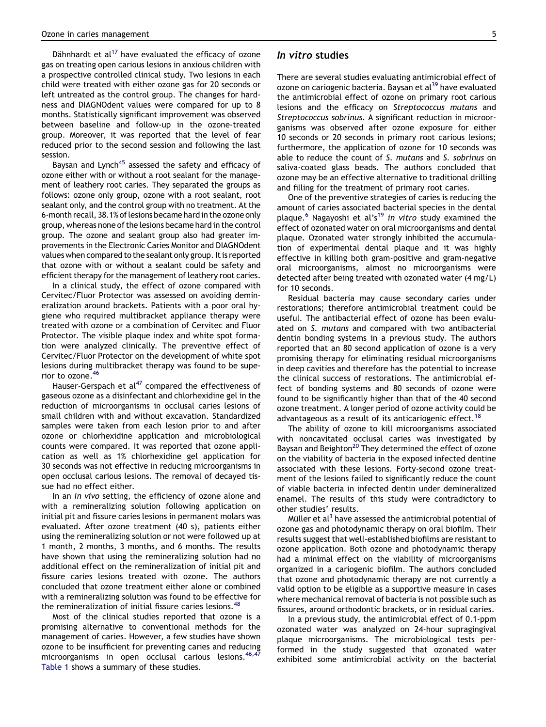Dähnhardt et al[17] have evaluated the efficacy of ozone gas on treating open carious lesions in anxious children with a prospective controlled clinical study. Two lesions in each child were treated with either ozone gas for 20 seconds or left untreated as the control group. The changes for hardness and DIAGNOdent values were compared for up to 8 months. Statistically significant improvement was observed between baseline and follow-up in the ozone-treated group. Moreover, it was reported that the level of fear reduced prior to the second session and following the last session.

Baysan and Lynch[45] assessed the safety and efficacy of ozone either with or without a root sealant for the management of leathery root caries. They separated the groups as follows: ozone only group, ozone with a root sealant, root sealant only, and the control group with no treatment. At the 6-month recall, 38.1% of lesions became hard in the ozone only group, whereas none of the lesions became hard in the control group. The ozone and sealant group also had greater improvements in the Electronic Caries Monitor and DIAGNOdent values when compared to the sealant only group. It is reported that ozone with or without a sealant could be safety and efficient therapy for the management of leathery root caries.

In a clinical study, the effect of ozone compared with Cervitec/Fluor Protector was assessed on avoiding demineralization around brackets. Patients with a poor oral hygiene who required multibracket appliance therapy were treated with ozone or a combination of Cervitec and Fluor Protector. The visible plaque index and white spot formation were analyzed clinically. The preventive effect of Cervitec/Fluor Protector on the development of white spot lesions during multibracket therapy was found to be superior to ozone.[46]

Hauser-Gerspach et al[47] compared the effectiveness of gaseous ozone as a disinfectant and chlorhexidine gel in the reduction of microorganisms in occlusal caries lesions of small children with and without excavation. Standardized samples were taken from each lesion prior to and after ozone or chlorhexidine application and microbiological counts were compared. It was reported that ozone application as well as 1% chlorhexidine gel application for 30 seconds was not effective in reducing microorganisms in open occlusal carious lesions. The removal of decayed tissue had no effect either.

In an *in vivo* setting, the efficiency of ozone alone and with a remineralizing solution following application on initial pit and fissure caries lesions in permanent molars was evaluated. After ozone treatment (40 s), patients either using the remineralizing solution or not were followed up at 1 month, 2 months, 3 months, and 6 months. The results have shown that using the remineralizing solution had no additional effect on the remineralization of initial pit and fissure caries lesions treated with ozone. The authors concluded that ozone treatment either alone or combined with a remineralizing solution was found to be effective for the remineralization of initial fissure caries lesions.[48]

Most of the clinical studies reported that ozone is a promising alternative to conventional methods for the management of caries. However, a few studies have shown ozone to be insufficient for preventing caries and reducing microorganisms in open occlusal carious lesions.[46,47] Table 1 shows a summary of these studies.

## *In vitro* studies

There are several studies evaluating antimicrobial effect of ozone on cariogenic bacteria. Baysan et al[39] have evaluated the antimicrobial effect of ozone on primary root carious lesions and the efficacy on *Streptococcus mutans* and *Streptococcus sobrinus*. A significant reduction in microorganisms was observed after ozone exposure for either 10 seconds or 20 seconds in primary root carious lesions; furthermore, the application of ozone for 10 seconds was able to reduce the count of *S. mutans* and *S. sobrinus* on saliva-coated glass beads. The authors concluded that ozone may be an effective alternative to traditional drilling and filling for the treatment of primary root caries.

One of the preventive strategies of caries is reducing the amount of caries associated bacterial species in the dental plaque.[6] Nagayoshi et al's[19] *in vitro* study examined the effect of ozonated water on oral microorganisms and dental plaque. Ozonated water strongly inhibited the accumulation of experimental dental plaque and it was highly effective in killing both gram-positive and gram-negative oral microorganisms, almost no microorganisms were detected after being treated with ozonated water (4 mg/L) for 10 seconds.

Residual bacteria may cause secondary caries under restorations; therefore antimicrobial treatment could be useful. The antibacterial effect of ozone has been evaluated on *S. mutans* and compared with two antibacterial dentin bonding systems in a previous study. The authors reported that an 80 second application of ozone is a very promising therapy for eliminating residual microorganisms in deep cavities and therefore has the potential to increase the clinical success of restorations. The antimicrobial effect of bonding systems and 80 seconds of ozone were found to be significantly higher than that of the 40 second ozone treatment. A longer period of ozone activity could be advantageous as a result of its anticariogenic effect.[18]

The ability of ozone to kill microorganisms associated with noncavitated occlusal caries was investigated by Baysan and Beighton[20] They determined the effect of ozone on the viability of bacteria in the exposed infected dentine associated with these lesions. Forty-second ozone treatment of the lesions failed to significantly reduce the count of viable bacteria in infected dentin under demineralized enamel. The results of this study were contradictory to other studies' results.

Müller et al[3] have assessed the antimicrobial potential of ozone gas and photodynamic therapy on oral biofilm. Their results suggest that well-established biofilms are resistant to ozone application. Both ozone and photodynamic therapy had a minimal effect on the viability of microorganisms organized in a cariogenic biofilm. The authors concluded that ozone and photodynamic therapy are not currently a valid option to be eligible as a supportive measure in cases where mechanical removal of bacteria is not possible such as fissures, around orthodontic brackets, or in residual caries.

In a previous study, the antimicrobial effect of 0.1-ppm ozonated water was analyzed on 24-hour supragingival plaque microorganisms. The microbiological tests performed in the study suggested that ozonated water exhibited some antimicrobial activity on the bacterial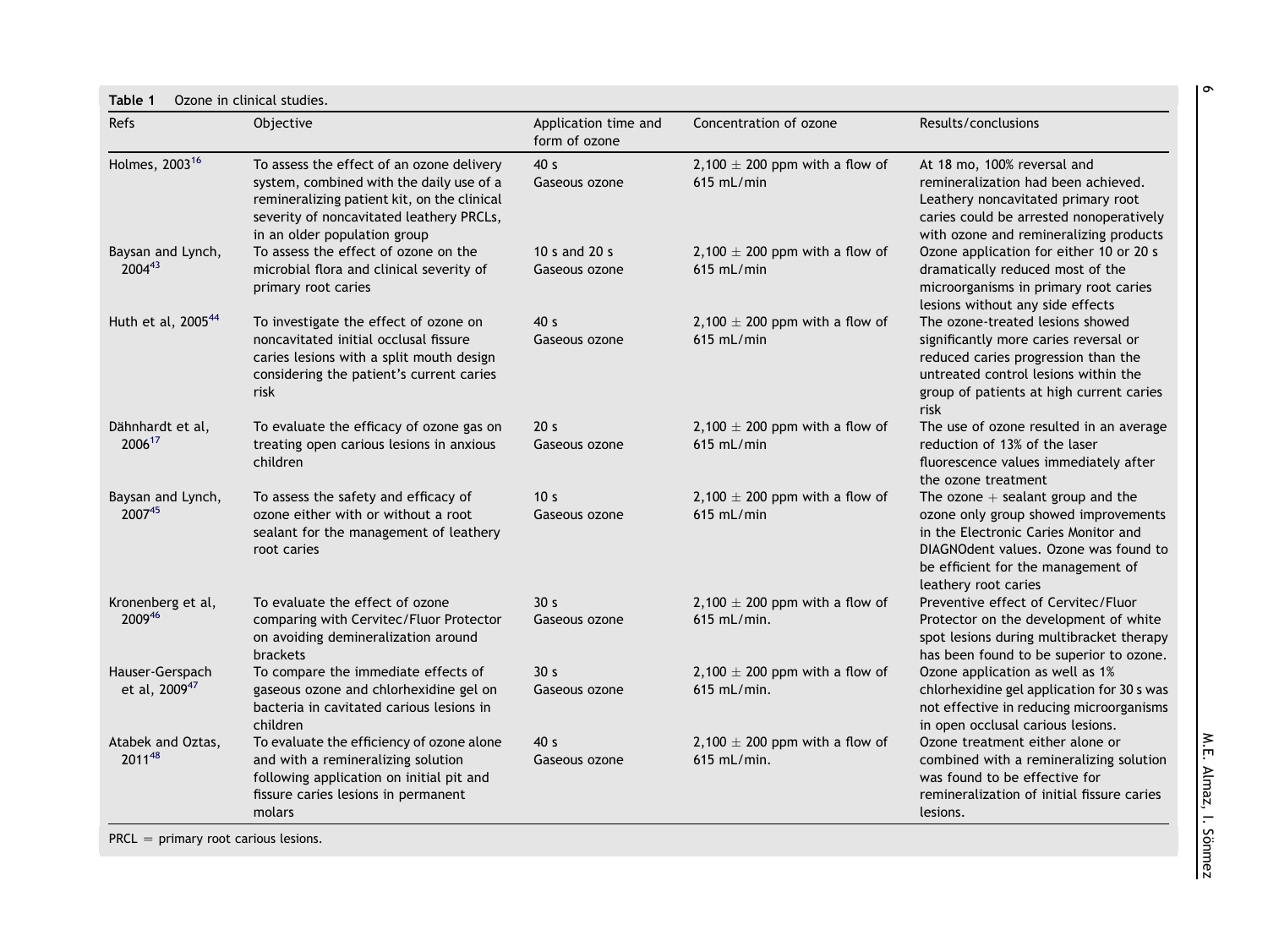**Table 1** Ozone in clinical studies.

| Refs | Objective | Application time and form of ozone | Concentration of ozone | Results/conclusions |
|---|---|---|---|---|
| Holmes, 2003[16] | To assess the effect of an ozone delivery system, combined with the daily use of a remineralizing patient kit, on the clinical severity of noncavitated leathery PRCLs, in an older population group | 40 s Gaseous ozone | 2,100 ± 200 ppm with a flow of 615 mL/min | At 18 mo, 100% reversal and remineralization had been achieved. Leathery noncavitated primary root caries could be arrested nonoperatively with ozone and remineralizing products |
| Baysan and Lynch, 2004[43] | To assess the effect of ozone on the microbial flora and clinical severity of primary root caries | 10 s and 20 s Gaseous ozone | 2,100 ± 200 ppm with a flow of 615 mL/min | Ozone application for either 10 or 20 s dramatically reduced most of the microorganisms in primary root caries lesions without any side effects |
| Huth et al, 2005[44] | To investigate the effect of ozone on noncavitated initial occlusal fissure caries lesions with a split mouth design considering the patient's current caries risk | 40 s Gaseous ozone | 2,100 ± 200 ppm with a flow of 615 mL/min | The ozone-treated lesions showed significantly more caries reversal or reduced caries progression than the untreated control lesions within the group of patients at high current caries risk |
| Dähnhardt et al, 2006[17] | To evaluate the efficacy of ozone gas on treating open carious lesions in anxious children | 20 s Gaseous ozone | 2,100 ± 200 ppm with a flow of 615 mL/min | The use of ozone resulted in an average reduction of 13% of the laser fluorescence values immediately after the ozone treatment |
| Baysan and Lynch, 2007[45] | To assess the safety and efficacy of ozone either with or without a root sealant for the management of leathery root caries | 10 s Gaseous ozone | 2,100 ± 200 ppm with a flow of 615 mL/min | The ozone + sealant group and the ozone only group showed improvements in the Electronic Caries Monitor and DIAGNOdent values. Ozone was found to be efficient for the management of leathery root caries |
| Kronenberg et al, 2009[46] | To evaluate the effect of ozone comparing with Cervitec/Fluor Protector on avoiding demineralization around brackets | 30 s Gaseous ozone | 2,100 ± 200 ppm with a flow of 615 mL/min. | Preventive effect of Cervitec/Fluor Protector on the development of white spot lesions during multibracket therapy has been found to be superior to ozone. |
| Hauser-Gerspach et al, 2009[47] | To compare the immediate effects of gaseous ozone and chlorhexidine gel on bacteria in cavitated carious lesions in children | 30 s Gaseous ozone | 2,100 ± 200 ppm with a flow of 615 mL/min. | Ozone application as well as 1% chlorhexidine gel application for 30 s was not effective in reducing microorganisms in open occlusal carious lesions. |
| Atabek and Oztas, 2011[48] | To evaluate the efficiency of ozone alone and with a remineralizing solution following application on initial pit and fissure caries lesions in permanent molars | 40 s Gaseous ozone | 2,100 ± 200 ppm with a flow of 615 mL/min. | Ozone treatment either alone or combined with a remineralizing solution was found to be effective for remineralization of initial fissure caries lesions. |

PRCL = primary root carious lesions.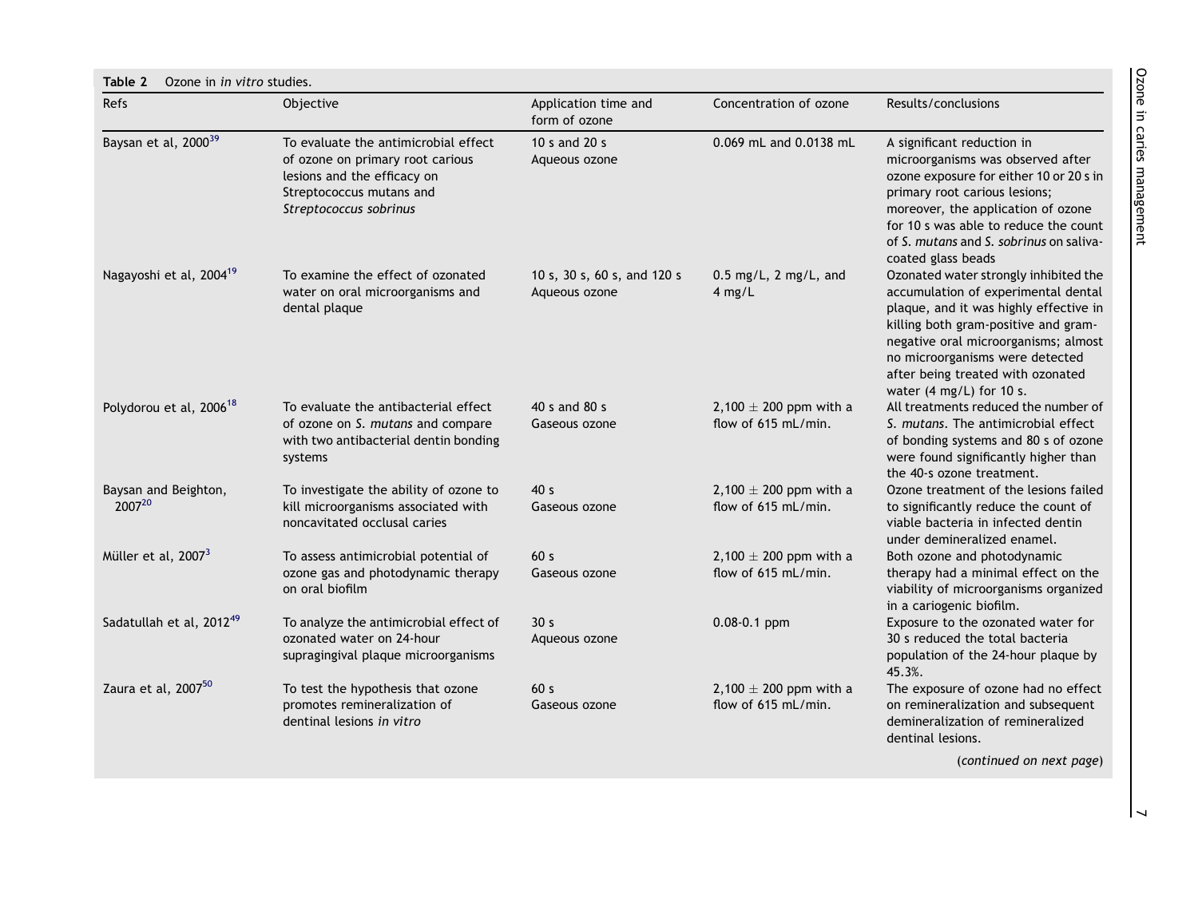**Table 2** Ozone in *in vitro* studies.

| Refs | Objective | Application time and form of ozone | Concentration of ozone | Results/conclusions |
|---|---|---|---|---|
| Baysan et al, 2000[39] | To evaluate the antimicrobial effect of ozone on primary root carious lesions and the efficacy on Streptococcus mutans and *Streptococcus sobrinus* | 10 s and 20 s Aqueous ozone | 0.069 mL and 0.0138 mL | A significant reduction in microorganisms was observed after ozone exposure for either 10 or 20 s in primary root carious lesions; moreover, the application of ozone for 10 s was able to reduce the count of *S. mutans* and *S. sobrinus* on saliva-coated glass beads |
| Nagayoshi et al, 2004[19] | To examine the effect of ozonated water on oral microorganisms and dental plaque | 10 s, 30 s, 60 s, and 120 s Aqueous ozone | 0.5 mg/L, 2 mg/L, and 4 mg/L | Ozonated water strongly inhibited the accumulation of experimental dental plaque, and it was highly effective in killing both gram-positive and gram-negative oral microorganisms; almost no microorganisms were detected after being treated with ozonated water (4 mg/L) for 10 s. |
| Polydorou et al, 2006[18] | To evaluate the antibacterial effect of ozone on *S. mutans* and compare with two antibacterial dentin bonding systems | 40 s and 80 s Gaseous ozone | 2,100 ± 200 ppm with a flow of 615 mL/min. | All treatments reduced the number of *S. mutans*. The antimicrobial effect of bonding systems and 80 s of ozone were found significantly higher than the 40-s ozone treatment. |
| Baysan and Beighton, 2007[20] | To investigate the ability of ozone to kill microorganisms associated with noncavitated occlusal caries | 40 s Gaseous ozone | 2,100 ± 200 ppm with a flow of 615 mL/min. | Ozone treatment of the lesions failed to significantly reduce the count of viable bacteria in infected dentin under demineralized enamel. |
| Müller et al, 2007[3] | To assess antimicrobial potential of ozone gas and photodynamic therapy on oral biofilm | 60 s Gaseous ozone | 2,100 ± 200 ppm with a flow of 615 mL/min. | Both ozone and photodynamic therapy had a minimal effect on the viability of microorganisms organized in a cariogenic biofilm. |
| Sadatullah et al, 2012[49] | To analyze the antimicrobial effect of ozonated water on 24-hour supragingival plaque microorganisms | 30 s Aqueous ozone | 0.08-0.1 ppm | Exposure to the ozonated water for 30 s reduced the total bacteria population of the 24-hour plaque by 45.3%. |
| Zaura et al, 2007[50] | To test the hypothesis that ozone promotes remineralization of dentinal lesions *in vitro* | 60 s Gaseous ozone | 2,100 ± 200 ppm with a flow of 615 mL/min. | The exposure of ozone had no effect on remineralization and subsequent demineralization of remineralized dentinal lesions. |

(*continued on next page*)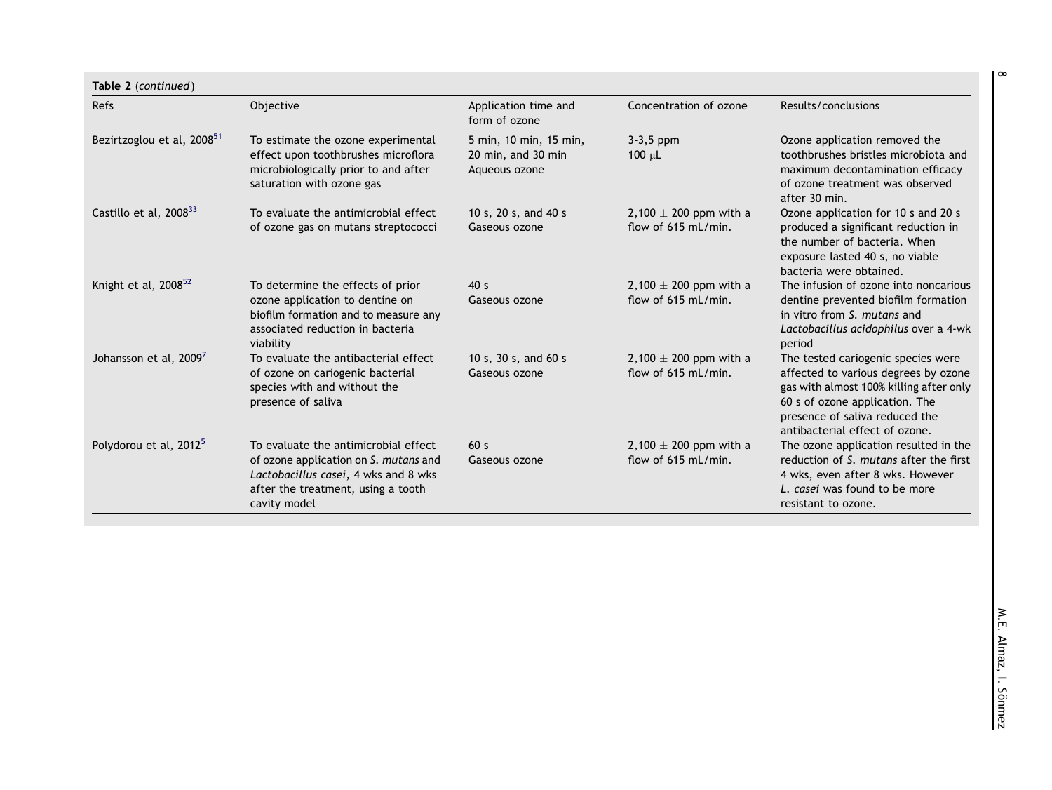**Table 2** (*continued*)

| Refs | Objective | Application time and form of ozone | Concentration of ozone | Results/conclusions |
|---|---|---|---|---|
| Bezirtzoglou et al, 2008[51] | To estimate the ozone experimental effect upon toothbrushes microflora microbiologically prior to and after saturation with ozone gas | 5 min, 10 min, 15 min, 20 min, and 30 min Aqueous ozone | 3-3,5 ppm 100 µL | Ozone application removed the toothbrushes bristles microbiota and maximum decontamination efficacy of ozone treatment was observed after 30 min. |
| Castillo et al, 2008[33] | To evaluate the antimicrobial effect of ozone gas on mutans streptococci | 10 s, 20 s, and 40 s Gaseous ozone | 2,100 ± 200 ppm with a flow of 615 mL/min. | Ozone application for 10 s and 20 s produced a significant reduction in the number of bacteria. When exposure lasted 40 s, no viable bacteria were obtained. |
| Knight et al, 2008[52] | To determine the effects of prior ozone application to dentine on biofilm formation and to measure any associated reduction in bacteria viability | 40 s Gaseous ozone | 2,100 ± 200 ppm with a flow of 615 mL/min. | The infusion of ozone into noncarious dentine prevented biofilm formation in vitro from *S. mutans* and *Lactobacillus acidophilus* over a 4-wk period |
| Johansson et al, 2009[7] | To evaluate the antibacterial effect of ozone on cariogenic bacterial species with and without the presence of saliva | 10 s, 30 s, and 60 s Gaseous ozone | 2,100 ± 200 ppm with a flow of 615 mL/min. | The tested cariogenic species were affected to various degrees by ozone gas with almost 100% killing after only 60 s of ozone application. The presence of saliva reduced the antibacterial effect of ozone. |
| Polydorou et al, 2012[5] | To evaluate the antimicrobial effect of ozone application on *S. mutans* and *Lactobacillus casei*, 4 wks and 8 wks after the treatment, using a tooth cavity model | 60 s Gaseous ozone | 2,100 ± 200 ppm with a flow of 615 mL/min. | The ozone application resulted in the reduction of *S. mutans* after the first 4 wks, even after 8 wks. However *L. casei* was found to be more resistant to ozone. |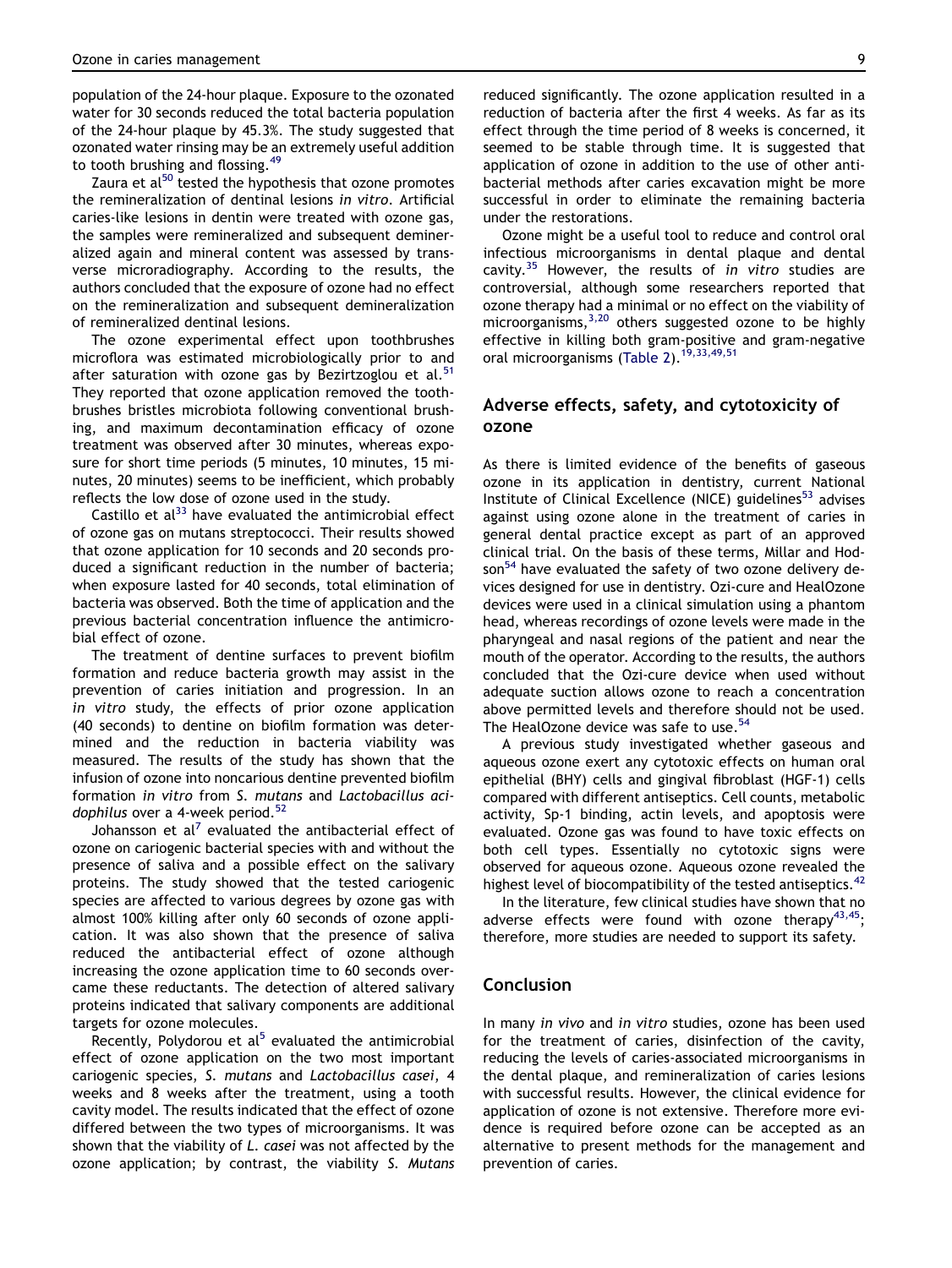population of the 24-hour plaque. Exposure to the ozonated water for 30 seconds reduced the total bacteria population of the 24-hour plaque by 45.3%. The study suggested that ozonated water rinsing may be an extremely useful addition to tooth brushing and flossing.[49]

Zaura et al[50] tested the hypothesis that ozone promotes the remineralization of dentinal lesions *in vitro*. Artificial caries-like lesions in dentin were treated with ozone gas, the samples were remineralized and subsequent demineralized again and mineral content was assessed by transverse microradiography. According to the results, the authors concluded that the exposure of ozone had no effect on the remineralization and subsequent demineralization of remineralized dentinal lesions.

The ozone experimental effect upon toothbrushes microflora was estimated microbiologically prior to and after saturation with ozone gas by Bezirtzoglou et al.[51] They reported that ozone application removed the toothbrushes bristles microbiota following conventional brushing, and maximum decontamination efficacy of ozone treatment was observed after 30 minutes, whereas exposure for short time periods (5 minutes, 10 minutes, 15 minutes, 20 minutes) seems to be inefficient, which probably reflects the low dose of ozone used in the study.

Castillo et al[33] have evaluated the antimicrobial effect of ozone gas on mutans streptococci. Their results showed that ozone application for 10 seconds and 20 seconds produced a significant reduction in the number of bacteria; when exposure lasted for 40 seconds, total elimination of bacteria was observed. Both the time of application and the previous bacterial concentration influence the antimicrobial effect of ozone.

The treatment of dentine surfaces to prevent biofilm formation and reduce bacteria growth may assist in the prevention of caries initiation and progression. In an *in vitro* study, the effects of prior ozone application (40 seconds) to dentine on biofilm formation was determined and the reduction in bacteria viability was measured. The results of the study has shown that the infusion of ozone into noncarious dentine prevented biofilm formation *in vitro* from *S. mutans* and *Lactobacillus acidophilus* over a 4-week period.[52]

Johansson et al[7] evaluated the antibacterial effect of ozone on cariogenic bacterial species with and without the presence of saliva and a possible effect on the salivary proteins. The study showed that the tested cariogenic species are affected to various degrees by ozone gas with almost 100% killing after only 60 seconds of ozone application. It was also shown that the presence of saliva reduced the antibacterial effect of ozone although increasing the ozone application time to 60 seconds overcame these reductants. The detection of altered salivary proteins indicated that salivary components are additional targets for ozone molecules.

Recently, Polydorou et al[5] evaluated the antimicrobial effect of ozone application on the two most important cariogenic species, *S. mutans* and *Lactobacillus casei*, 4 weeks and 8 weeks after the treatment, using a tooth cavity model. The results indicated that the effect of ozone differed between the two types of microorganisms. It was shown that the viability of *L. casei* was not affected by the ozone application; by contrast, the viability *S. Mutans* reduced significantly. The ozone application resulted in a reduction of bacteria after the first 4 weeks. As far as its effect through the time period of 8 weeks is concerned, it seemed to be stable through time. It is suggested that application of ozone in addition to the use of other antibacterial methods after caries excavation might be more successful in order to eliminate the remaining bacteria under the restorations.

Ozone might be a useful tool to reduce and control oral infectious microorganisms in dental plaque and dental cavity.[35] However, the results of *in vitro* studies are controversial, although some researchers reported that ozone therapy had a minimal or no effect on the viability of microorganisms,[3,20] others suggested ozone to be highly effective in killing both gram-positive and gram-negative oral microorganisms (Table 2).[19,33,49,51]

## Adverse effects, safety, and cytotoxicity of ozone

As there is limited evidence of the benefits of gaseous ozone in its application in dentistry, current National Institute of Clinical Excellence (NICE) guidelines[53] advises against using ozone alone in the treatment of caries in general dental practice except as part of an approved clinical trial. On the basis of these terms, Millar and Hodson[54] have evaluated the safety of two ozone delivery devices designed for use in dentistry. Ozi-cure and HealOzone devices were used in a clinical simulation using a phantom head, whereas recordings of ozone levels were made in the pharyngeal and nasal regions of the patient and near the mouth of the operator. According to the results, the authors concluded that the Ozi-cure device when used without adequate suction allows ozone to reach a concentration above permitted levels and therefore should not be used. The HealOzone device was safe to use.[54]

A previous study investigated whether gaseous and aqueous ozone exert any cytotoxic effects on human oral epithelial (BHY) cells and gingival fibroblast (HGF-1) cells compared with different antiseptics. Cell counts, metabolic activity, Sp-1 binding, actin levels, and apoptosis were evaluated. Ozone gas was found to have toxic effects on both cell types. Essentially no cytotoxic signs were observed for aqueous ozone. Aqueous ozone revealed the highest level of biocompatibility of the tested antiseptics.[42]

In the literature, few clinical studies have shown that no adverse effects were found with ozone therapy[43,45]; therefore, more studies are needed to support its safety.

## Conclusion

In many *in vivo* and *in vitro* studies, ozone has been used for the treatment of caries, disinfection of the cavity, reducing the levels of caries-associated microorganisms in the dental plaque, and remineralization of caries lesions with successful results. However, the clinical evidence for application of ozone is not extensive. Therefore more evidence is required before ozone can be accepted as an alternative to present methods for the management and prevention of caries.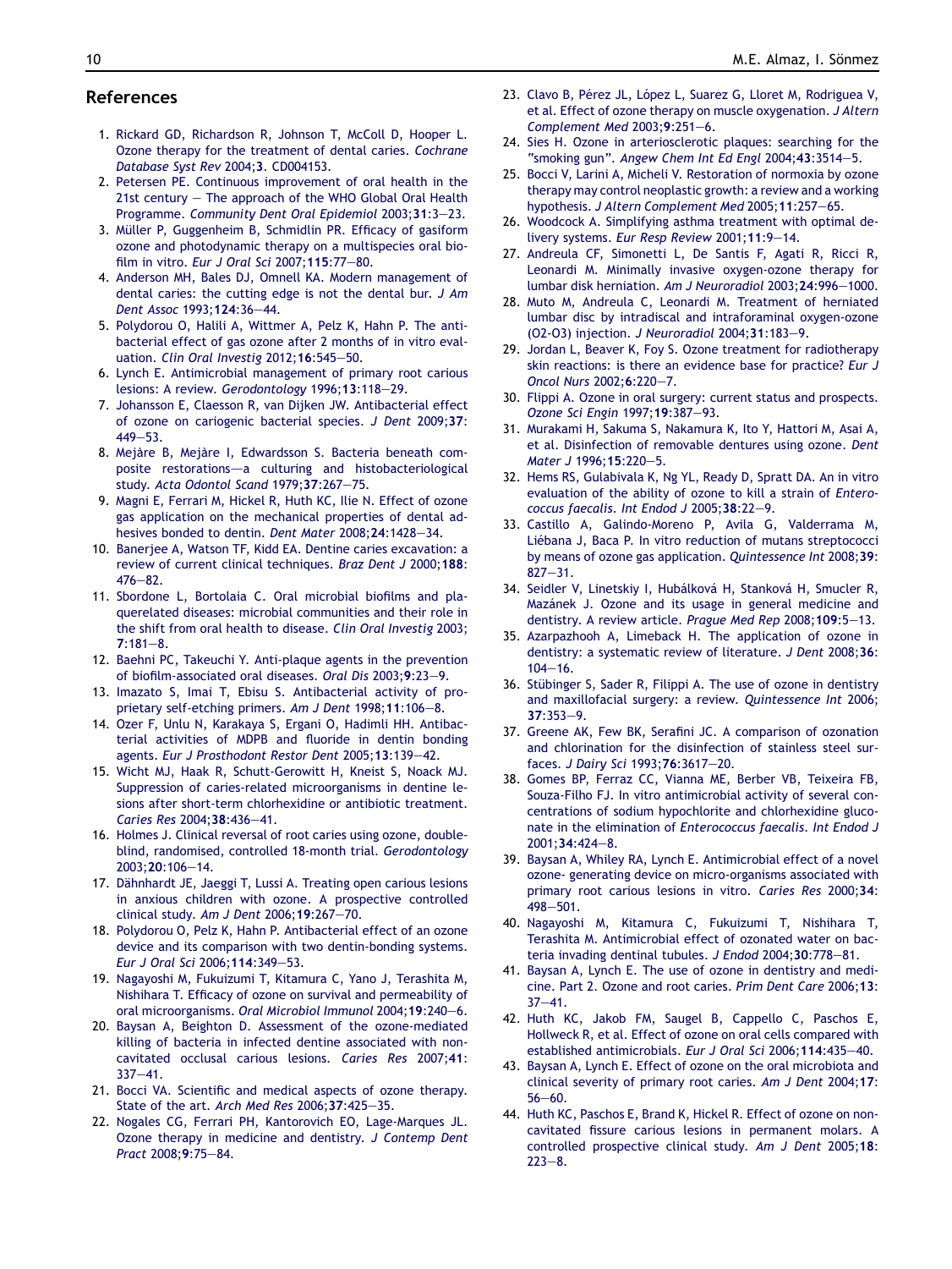## References

1. Rickard GD, Richardson R, Johnson T, McColl D, Hooper L. Ozone therapy for the treatment of dental caries. *Cochrane Database Syst Rev* 2004;**3**. CD004153.
2. Petersen PE. Continuous improvement of oral health in the 21st century — The approach of the WHO Global Oral Health Programme. *Community Dent Oral Epidemiol* 2003;**31**:3—23.
3. Müller P, Guggenheim B, Schmidlin PR. Efficacy of gasiform ozone and photodynamic therapy on a multispecies oral biofilm in vitro. *Eur J Oral Sci* 2007;**115**:77—80.
4. Anderson MH, Bales DJ, Omnell KA. Modern management of dental caries: the cutting edge is not the dental bur. *J Am Dent Assoc* 1993;**124**:36—44.
5. Polydorou O, Halili A, Wittmer A, Pelz K, Hahn P. The antibacterial effect of gas ozone after 2 months of in vitro evaluation. *Clin Oral Investig* 2012;**16**:545—50.
6. Lynch E. Antimicrobial management of primary root carious lesions: A review. *Gerodontology* 1996;**13**:118—29.
7. Johansson E, Claesson R, van Dijken JW. Antibacterial effect of ozone on cariogenic bacterial species. *J Dent* 2009;**37**:449—53.
8. Mejàre B, Mejàre I, Edwardsson S. Bacteria beneath composite restorations—a culturing and histobacteriological study. *Acta Odontol Scand* 1979;**37**:267—75.
9. Magni E, Ferrari M, Hickel R, Huth KC, Ilie N. Effect of ozone gas application on the mechanical properties of dental adhesives bonded to dentin. *Dent Mater* 2008;**24**:1428—34.
10. Banerjee A, Watson TF, Kidd EA. Dentine caries excavation: a review of current clinical techniques. *Braz Dent J* 2000;**188**:476—82.
11. Sbordone L, Bortolaia C. Oral microbial biofilms and plaquerelated diseases: microbial communities and their role in the shift from oral health to disease. *Clin Oral Investig* 2003;**7**:181—8.
12. Baehni PC, Takeuchi Y. Anti-plaque agents in the prevention of biofilm-associated oral diseases. *Oral Dis* 2003;**9**:23—9.
13. Imazato S, Imai T, Ebisu S. Antibacterial activity of proprietary self-etching primers. *Am J Dent* 1998;**11**:106—8.
14. Ozer F, Unlu N, Karakaya S, Ergani O, Hadimli HH. Antibacterial activities of MDPB and fluoride in dentin bonding agents. *Eur J Prosthodont Restor Dent* 2005;**13**:139—42.
15. Wicht MJ, Haak R, Schutt-Gerowitt H, Kneist S, Noack MJ. Suppression of caries-related microorganisms in dentine lesions after short-term chlorhexidine or antibiotic treatment. *Caries Res* 2004;**38**:436—41.
16. Holmes J. Clinical reversal of root caries using ozone, double-blind, randomised, controlled 18-month trial. *Gerodontology* 2003;**20**:106—14.
17. Dähnhardt JE, Jaeggi T, Lussi A. Treating open carious lesions in anxious children with ozone. A prospective controlled clinical study. *Am J Dent* 2006;**19**:267—70.
18. Polydorou O, Pelz K, Hahn P. Antibacterial effect of an ozone device and its comparison with two dentin-bonding systems. *Eur J Oral Sci* 2006;**114**:349—53.
19. Nagayoshi M, Fukuizumi T, Kitamura C, Yano J, Terashita M, Nishihara T. Efficacy of ozone on survival and permeability of oral microorganisms. *Oral Microbiol Immunol* 2004;**19**:240—6.
20. Baysan A, Beighton D. Assessment of the ozone-mediated killing of bacteria in infected dentine associated with non-cavitated occlusal carious lesions. *Caries Res* 2007;**41**:337—41.
21. Bocci VA. Scientific and medical aspects of ozone therapy. State of the art. *Arch Med Res* 2006;**37**:425—35.
22. Nogales CG, Ferrari PH, Kantorovich EO, Lage-Marques JL. Ozone therapy in medicine and dentistry. *J Contemp Dent Pract* 2008;**9**:75—84.
23. Clavo B, Pérez JL, López L, Suarez G, Lloret M, Rodriguea V, et al. Effect of ozone therapy on muscle oxygenation. *J Altern Complement Med* 2003;**9**:251—6.
24. Sies H. Ozone in arteriosclerotic plaques: searching for the "smoking gun". *Angew Chem Int Ed Engl* 2004;**43**:3514—5.
25. Bocci V, Larini A, Micheli V. Restoration of normoxia by ozone therapy may control neoplastic growth: a review and a working hypothesis. *J Altern Complement Med* 2005;**11**:257—65.
26. Woodcock A. Simplifying asthma treatment with optimal delivery systems. *Eur Resp Review* 2001;**11**:9—14.
27. Andreula CF, Simonetti L, De Santis F, Agati R, Ricci R, Leonardi M. Minimally invasive oxygen-ozone therapy for lumbar disk herniation. *Am J Neuroradiol* 2003;**24**:996—1000.
28. Muto M, Andreula C, Leonardi M. Treatment of herniated lumbar disc by intradiscal and intraforaminal oxygen-ozone (O2-O3) injection. *J Neuroradiol* 2004;**31**:183—9.
29. Jordan L, Beaver K, Foy S. Ozone treatment for radiotherapy skin reactions: is there an evidence base for practice? *Eur J Oncol Nurs* 2002;**6**:220—7.
30. Flippi A. Ozone in oral surgery: current status and prospects. *Ozone Sci Engin* 1997;**19**:387—93.
31. Murakami H, Sakuma S, Nakamura K, Ito Y, Hattori M, Asai A, et al. Disinfection of removable dentures using ozone. *Dent Mater J* 1996;**15**:220—5.
32. Hems RS, Gulabivala K, Ng YL, Ready D, Spratt DA. An in vitro evaluation of the ability of ozone to kill a strain of *Enterococcus faecalis*. *Int Endod J* 2005;**38**:22—9.
33. Castillo A, Galindo-Moreno P, Avila G, Valderrama M, Liébana J, Baca P. In vitro reduction of mutans streptococci by means of ozone gas application. *Quintessence Int* 2008;**39**:827—31.
34. Seidler V, Linetskiy I, Hubálková H, Stanková H, Smucler R, Mazánek J. Ozone and its usage in general medicine and dentistry. A review article. *Prague Med Rep* 2008;**109**:5—13.
35. Azarpazhooh A, Limeback H. The application of ozone in dentistry: a systematic review of literature. *J Dent* 2008;**36**:104—16.
36. Stübinger S, Sader R, Filippi A. The use of ozone in dentistry and maxillofacial surgery: a review. *Quintessence Int* 2006;**37**:353—9.
37. Greene AK, Few BK, Serafini JC. A comparison of ozonation and chlorination for the disinfection of stainless steel surfaces. *J Dairy Sci* 1993;**76**:3617—20.
38. Gomes BP, Ferraz CC, Vianna ME, Berber VB, Teixeira FB, Souza-Filho FJ. In vitro antimicrobial activity of several concentrations of sodium hypochlorite and chlorhexidine gluconate in the elimination of *Enterococcus faecalis*. *Int Endod J* 2001;**34**:424—8.
39. Baysan A, Whiley RA, Lynch E. Antimicrobial effect of a novel ozone- generating device on micro-organisms associated with primary root carious lesions in vitro. *Caries Res* 2000;**34**:498—501.
40. Nagayoshi M, Kitamura C, Fukuizumi T, Nishihara T, Terashita M. Antimicrobial effect of ozonated water on bacteria invading dentinal tubules. *J Endod* 2004;**30**:778—81.
41. Baysan A, Lynch E. The use of ozone in dentistry and medicine. Part 2. Ozone and root caries. *Prim Dent Care* 2006;**13**:37—41.
42. Huth KC, Jakob FM, Saugel B, Cappello C, Paschos E, Hollweck R, et al. Effect of ozone on oral cells compared with established antimicrobials. *Eur J Oral Sci* 2006;**114**:435—40.
43. Baysan A, Lynch E. Effect of ozone on the oral microbiota and clinical severity of primary root caries. *Am J Dent* 2004;**17**:56—60.
44. Huth KC, Paschos E, Brand K, Hickel R. Effect of ozone on non-cavitated fissure carious lesions in permanent molars. A controlled prospective clinical study. *Am J Dent* 2005;**18**:223—8.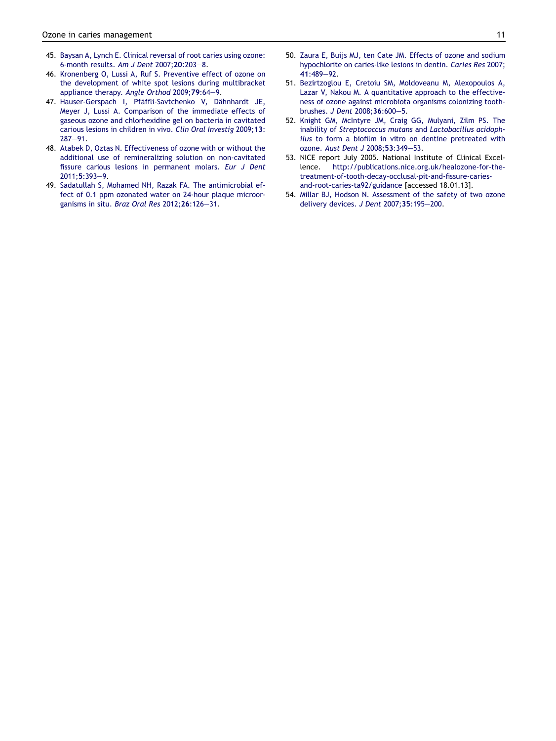45. Baysan A, Lynch E. Clinical reversal of root caries using ozone: 6-month results. *Am J Dent* 2007;**20**:203–8.
46. Kronenberg O, Lussi A, Ruf S. Preventive effect of ozone on the development of white spot lesions during multibracket appliance therapy. *Angle Orthod* 2009;**79**:64–9.
47. Hauser-Gerspach I, Pfäffli-Savtchenko V, Dähnhardt JE, Meyer J, Lussi A. Comparison of the immediate effects of gaseous ozone and chlorhexidine gel on bacteria in cavitated carious lesions in children in vivo. *Clin Oral Investig* 2009;**13**:287–91.
48. Atabek D, Oztas N. Effectiveness of ozone with or without the additional use of remineralizing solution on non-cavitated fissure carious lesions in permanent molars. *Eur J Dent* 2011;**5**:393–9.
49. Sadatullah S, Mohamed NH, Razak FA. The antimicrobial effect of 0.1 ppm ozonated water on 24-hour plaque microorganisms in situ. *Braz Oral Res* 2012;**26**:126–31.
50. Zaura E, Buijs MJ, ten Cate JM. Effects of ozone and sodium hypochlorite on caries-like lesions in dentin. *Caries Res* 2007;**41**:489–92.
51. Bezirtzoglou E, Cretoiu SM, Moldoveanu M, Alexopoulos A, Lazar V, Nakou M. A quantitative approach to the effectiveness of ozone against microbiota organisms colonizing toothbrushes. *J Dent* 2008;**36**:600–5.
52. Knight GM, McIntyre JM, Craig GG, Mulyani, Zilm PS. The inability of *Streptococcus mutans* and *Lactobacillus acidophilus* to form a biofilm in vitro on dentine pretreated with ozone. *Aust Dent J* 2008;**53**:349–53.
53. NICE report July 2005. National Institute of Clinical Excellence. http://publications.nice.org.uk/healozone-for-the-treatment-of-tooth-decay-occlusal-pit-and-fissure-caries-and-root-caries-ta92/guidance [accessed 18.01.13].
54. Millar BJ, Hodson N. Assessment of the safety of two ozone delivery devices. *J Dent* 2007;**35**:195–200.